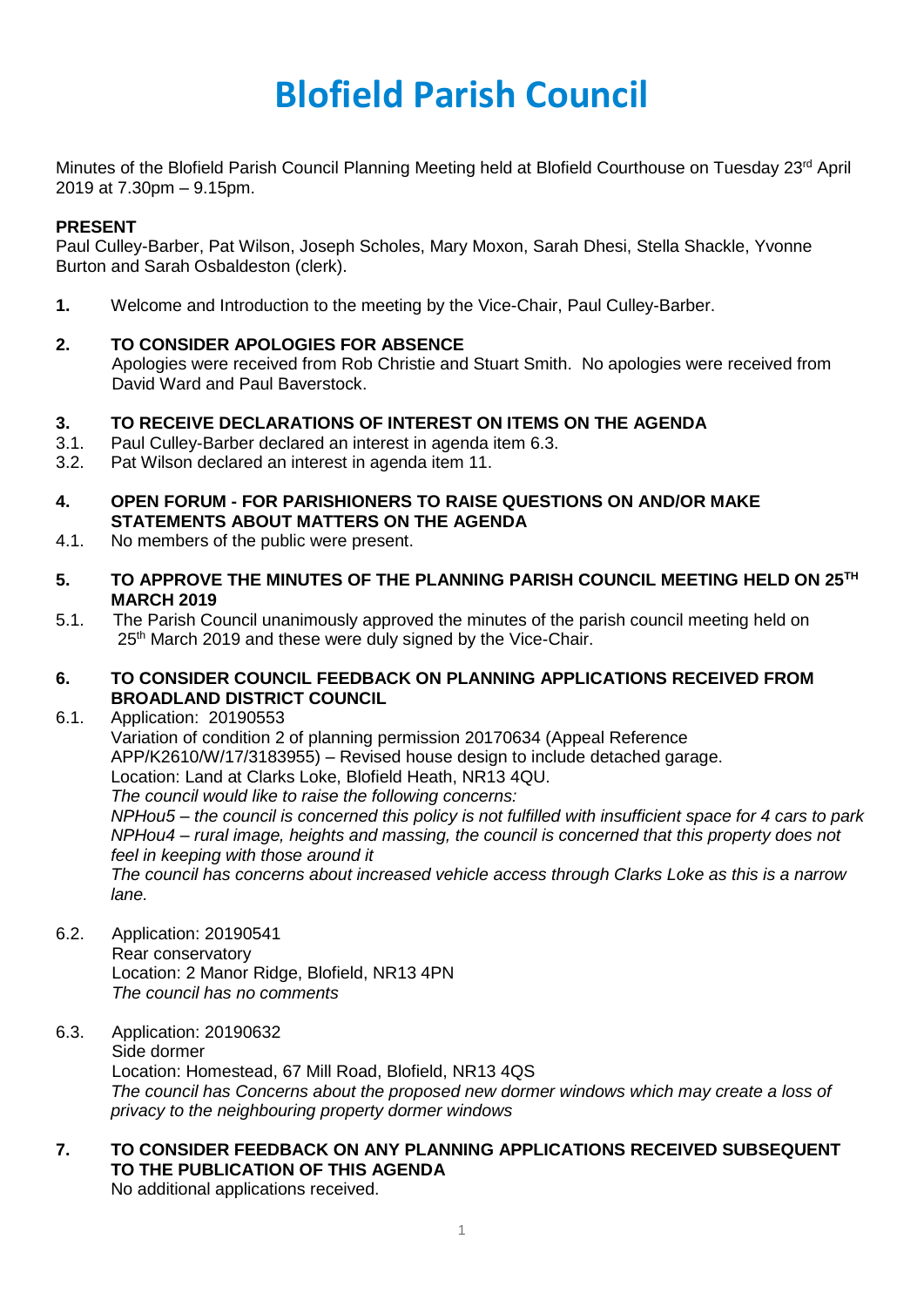# Blofield Parish Council

Minutes of the Blofield Parish Council Planning Meeting held at Blofield Courthouse on Tuesday 23rd April 2019 at 7.30pm – 9.15pm.

**PRESENT**

Paul Culley-Barber, Pat Wilson, Joseph Scholes, Mary Moxon, Sarah Dhesi, Stella Shackle, Yvonne Burton and Sarah Osbaldeston (clerk).

**1.** Welcome and Introduction to the meeting by the Vice-Chair, Paul Culley-Barber.

**2. TO CONSIDER APOLOGIES FOR ABSENCE**

Apologies were received from Rob Christie and Stuart Smith. No apologies were received from David Ward and Paul Baverstock.

**3. TO RECEIVE DECLARATIONS OF INTEREST ON ITEMS ON THE AGENDA**

3.1. Paul Culley-Barber declared an interest in agenda item 6.3.

3.2. Pat Wilson declared an interest in agenda item 11.

**4. OPEN FORUM - FOR PARISHIONERS TO RAISE QUESTIONS ON AND/OR MAKE STATEMENTS ABOUT MATTERS ON THE AGENDA**

4.1. No members of the public were present.

**5. TO APPROVE THE MINUTES OF THE PLANNING PARISH COUNCIL MEETING HELD ON 25TH MARCH 2019**

5.1. The Parish Council unanimously approved the minutes of the parish council meeting held on 25th March 2019 and these were duly signed by the Vice-Chair.

**6. TO CONSIDER COUNCIL FEEDBACK ON PLANNING APPLICATIONS RECEIVED FROM BROADLAND DISTRICT COUNCIL**

6.1. Application: 20190553
Variation of condition 2 of planning permission 20170634 (Appeal Reference APP/K2610/W/17/3183955) – Revised house design to include detached garage.
Location: Land at Clarks Loke, Blofield Heath, NR13 4QU.
*The council would like to raise the following concerns:*
*NPHou5 – the council is concerned this policy is not fulfilled with insufficient space for 4 cars to park*
*NPHou4 – rural image, heights and massing, the council is concerned that this property does not feel in keeping with those around it*
*The council has concerns about increased vehicle access through Clarks Loke as this is a narrow lane.*

6.2. Application: 20190541
Rear conservatory
Location: 2 Manor Ridge, Blofield, NR13 4PN
*The council has no comments*

6.3. Application: 20190632
Side dormer
Location: Homestead, 67 Mill Road, Blofield, NR13 4QS
*The council has Concerns about the proposed new dormer windows which may create a loss of privacy to the neighbouring property dormer windows*

**7. TO CONSIDER FEEDBACK ON ANY PLANNING APPLICATIONS RECEIVED SUBSEQUENT TO THE PUBLICATION OF THIS AGENDA**

No additional applications received.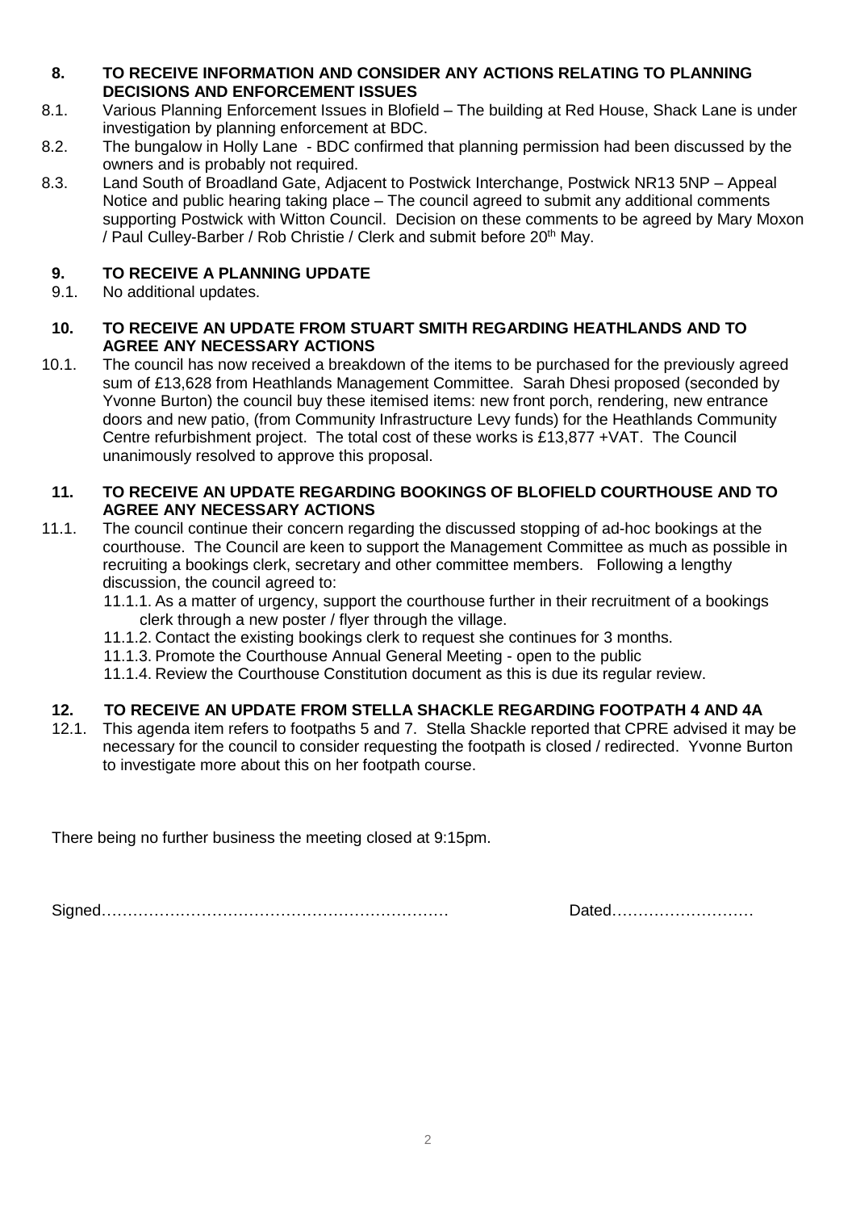## 8. TO RECEIVE INFORMATION AND CONSIDER ANY ACTIONS RELATING TO PLANNING DECISIONS AND ENFORCEMENT ISSUES

8.1. Various Planning Enforcement Issues in Blofield – The building at Red House, Shack Lane is under investigation by planning enforcement at BDC.

8.2. The bungalow in Holly Lane - BDC confirmed that planning permission had been discussed by the owners and is probably not required.

8.3. Land South of Broadland Gate, Adjacent to Postwick Interchange, Postwick NR13 5NP – Appeal Notice and public hearing taking place – The council agreed to submit any additional comments supporting Postwick with Witton Council. Decision on these comments to be agreed by Mary Moxon / Paul Culley-Barber / Rob Christie / Clerk and submit before 20th May.

## 9. TO RECEIVE A PLANNING UPDATE

9.1. No additional updates.

## 10. TO RECEIVE AN UPDATE FROM STUART SMITH REGARDING HEATHLANDS AND TO AGREE ANY NECESSARY ACTIONS

10.1. The council has now received a breakdown of the items to be purchased for the previously agreed sum of £13,628 from Heathlands Management Committee. Sarah Dhesi proposed (seconded by Yvonne Burton) the council buy these itemised items: new front porch, rendering, new entrance doors and new patio, (from Community Infrastructure Levy funds) for the Heathlands Community Centre refurbishment project. The total cost of these works is £13,877 +VAT. The Council unanimously resolved to approve this proposal.

## 11. TO RECEIVE AN UPDATE REGARDING BOOKINGS OF BLOFIELD COURTHOUSE AND TO AGREE ANY NECESSARY ACTIONS

11.1. The council continue their concern regarding the discussed stopping of ad-hoc bookings at the courthouse. The Council are keen to support the Management Committee as much as possible in recruiting a bookings clerk, secretary and other committee members. Following a lengthy discussion, the council agreed to:

- 11.1.1. As a matter of urgency, support the courthouse further in their recruitment of a bookings clerk through a new poster / flyer through the village.
- 11.1.2. Contact the existing bookings clerk to request she continues for 3 months.
- 11.1.3. Promote the Courthouse Annual General Meeting - open to the public
- 11.1.4. Review the Courthouse Constitution document as this is due its regular review.

## 12. TO RECEIVE AN UPDATE FROM STELLA SHACKLE REGARDING FOOTPATH 4 AND 4A

12.1. This agenda item refers to footpaths 5 and 7. Stella Shackle reported that CPRE advised it may be necessary for the council to consider requesting the footpath is closed / redirected. Yvonne Burton to investigate more about this on her footpath course.

There being no further business the meeting closed at 9:15pm.

Signed………………………………………………………… Dated………………………